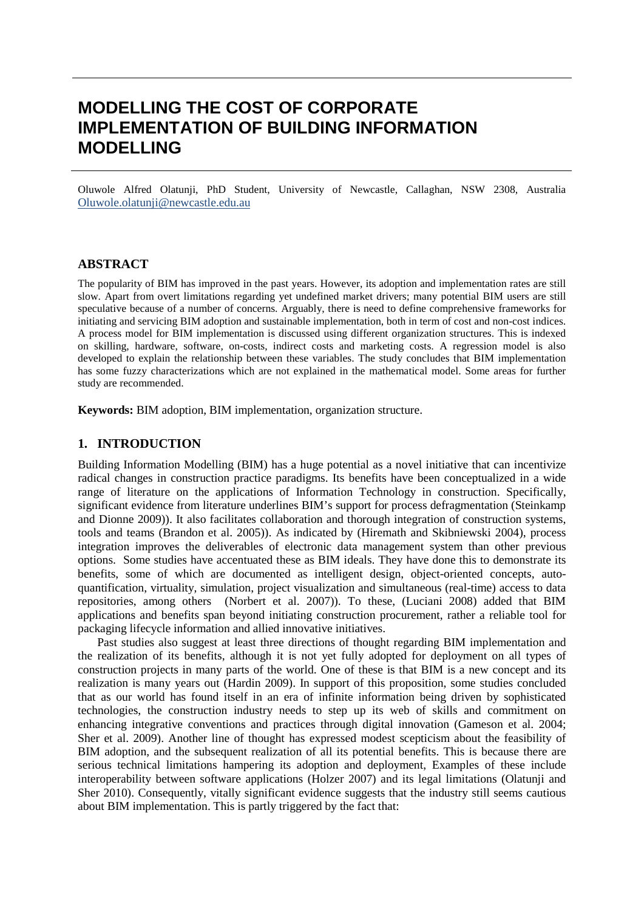# MODELLING THE COST OF CORPORATE IMPLEMENTATION OF BUILDING INFORMATION MODELLING

Oluwole Alfred Olatunji, PhD Student, University of Newcastle, Callaghan, NSW 2308, Australia
Oluwole.olatunji@newcastle.edu.au

## ABSTRACT

The popularity of BIM has improved in the past years. However, its adoption and implementation rates are still slow. Apart from overt limitations regarding yet undefined market drivers; many potential BIM users are still speculative because of a number of concerns. Arguably, there is need to define comprehensive frameworks for initiating and servicing BIM adoption and sustainable implementation, both in term of cost and non-cost indices. A process model for BIM implementation is discussed using different organization structures. This is indexed on skilling, hardware, software, on-costs, indirect costs and marketing costs. A regression model is also developed to explain the relationship between these variables. The study concludes that BIM implementation has some fuzzy characterizations which are not explained in the mathematical model. Some areas for further study are recommended.

**Keywords:** BIM adoption, BIM implementation, organization structure.

## 1. INTRODUCTION

Building Information Modelling (BIM) has a huge potential as a novel initiative that can incentivize radical changes in construction practice paradigms. Its benefits have been conceptualized in a wide range of literature on the applications of Information Technology in construction. Specifically, significant evidence from literature underlines BIM's support for process defragmentation (Steinkamp and Dionne 2009)). It also facilitates collaboration and thorough integration of construction systems, tools and teams (Brandon et al. 2005)). As indicated by (Hiremath and Skibniewski 2004), process integration improves the deliverables of electronic data management system than other previous options. Some studies have accentuated these as BIM ideals. They have done this to demonstrate its benefits, some of which are documented as intelligent design, object-oriented concepts, auto-quantification, virtuality, simulation, project visualization and simultaneous (real-time) access to data repositories, among others (Norbert et al. 2007)). To these, (Luciani 2008) added that BIM applications and benefits span beyond initiating construction procurement, rather a reliable tool for packaging lifecycle information and allied innovative initiatives.

Past studies also suggest at least three directions of thought regarding BIM implementation and the realization of its benefits, although it is not yet fully adopted for deployment on all types of construction projects in many parts of the world. One of these is that BIM is a new concept and its realization is many years out (Hardin 2009). In support of this proposition, some studies concluded that as our world has found itself in an era of infinite information being driven by sophisticated technologies, the construction industry needs to step up its web of skills and commitment on enhancing integrative conventions and practices through digital innovation (Gameson et al. 2004; Sher et al. 2009). Another line of thought has expressed modest scepticism about the feasibility of BIM adoption, and the subsequent realization of all its potential benefits. This is because there are serious technical limitations hampering its adoption and deployment, Examples of these include interoperability between software applications (Holzer 2007) and its legal limitations (Olatunji and Sher 2010). Consequently, vitally significant evidence suggests that the industry still seems cautious about BIM implementation. This is partly triggered by the fact that: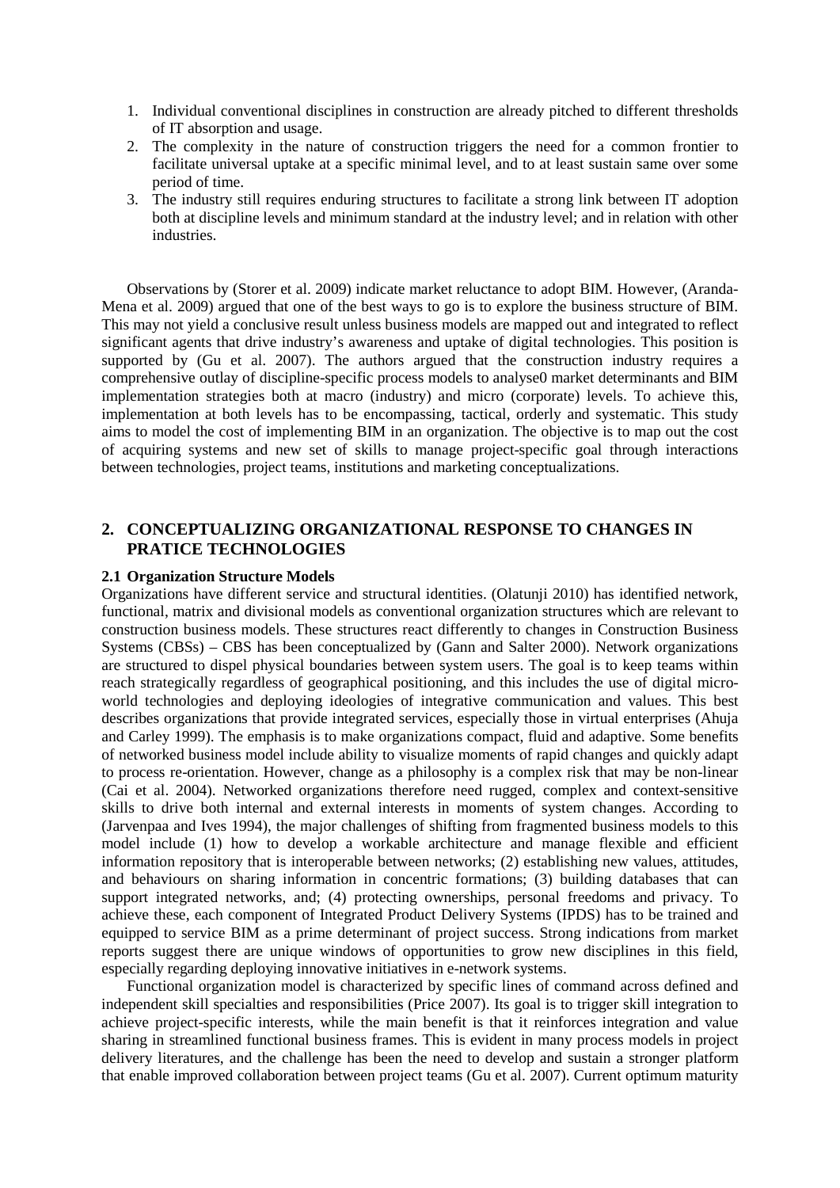1. Individual conventional disciplines in construction are already pitched to different thresholds of IT absorption and usage.
2. The complexity in the nature of construction triggers the need for a common frontier to facilitate universal uptake at a specific minimal level, and to at least sustain same over some period of time.
3. The industry still requires enduring structures to facilitate a strong link between IT adoption both at discipline levels and minimum standard at the industry level; and in relation with other industries.

Observations by (Storer et al. 2009) indicate market reluctance to adopt BIM. However, (Aranda-Mena et al. 2009) argued that one of the best ways to go is to explore the business structure of BIM. This may not yield a conclusive result unless business models are mapped out and integrated to reflect significant agents that drive industry's awareness and uptake of digital technologies. This position is supported by (Gu et al. 2007). The authors argued that the construction industry requires a comprehensive outlay of discipline-specific process models to analyse0 market determinants and BIM implementation strategies both at macro (industry) and micro (corporate) levels. To achieve this, implementation at both levels has to be encompassing, tactical, orderly and systematic. This study aims to model the cost of implementing BIM in an organization. The objective is to map out the cost of acquiring systems and new set of skills to manage project-specific goal through interactions between technologies, project teams, institutions and marketing conceptualizations.

## 2. CONCEPTUALIZING ORGANIZATIONAL RESPONSE TO CHANGES IN PRATICE TECHNOLOGIES

### 2.1 Organization Structure Models

Organizations have different service and structural identities. (Olatunji 2010) has identified network, functional, matrix and divisional models as conventional organization structures which are relevant to construction business models. These structures react differently to changes in Construction Business Systems (CBSs) – CBS has been conceptualized by (Gann and Salter 2000). Network organizations are structured to dispel physical boundaries between system users. The goal is to keep teams within reach strategically regardless of geographical positioning, and this includes the use of digital micro-world technologies and deploying ideologies of integrative communication and values. This best describes organizations that provide integrated services, especially those in virtual enterprises (Ahuja and Carley 1999). The emphasis is to make organizations compact, fluid and adaptive. Some benefits of networked business model include ability to visualize moments of rapid changes and quickly adapt to process re-orientation. However, change as a philosophy is a complex risk that may be non-linear (Cai et al. 2004). Networked organizations therefore need rugged, complex and context-sensitive skills to drive both internal and external interests in moments of system changes. According to (Jarvenpaa and Ives 1994), the major challenges of shifting from fragmented business models to this model include (1) how to develop a workable architecture and manage flexible and efficient information repository that is interoperable between networks; (2) establishing new values, attitudes, and behaviours on sharing information in concentric formations; (3) building databases that can support integrated networks, and; (4) protecting ownerships, personal freedoms and privacy. To achieve these, each component of Integrated Product Delivery Systems (IPDS) has to be trained and equipped to service BIM as a prime determinant of project success. Strong indications from market reports suggest there are unique windows of opportunities to grow new disciplines in this field, especially regarding deploying innovative initiatives in e-network systems.

Functional organization model is characterized by specific lines of command across defined and independent skill specialties and responsibilities (Price 2007). Its goal is to trigger skill integration to achieve project-specific interests, while the main benefit is that it reinforces integration and value sharing in streamlined functional business frames. This is evident in many process models in project delivery literatures, and the challenge has been the need to develop and sustain a stronger platform that enable improved collaboration between project teams (Gu et al. 2007). Current optimum maturity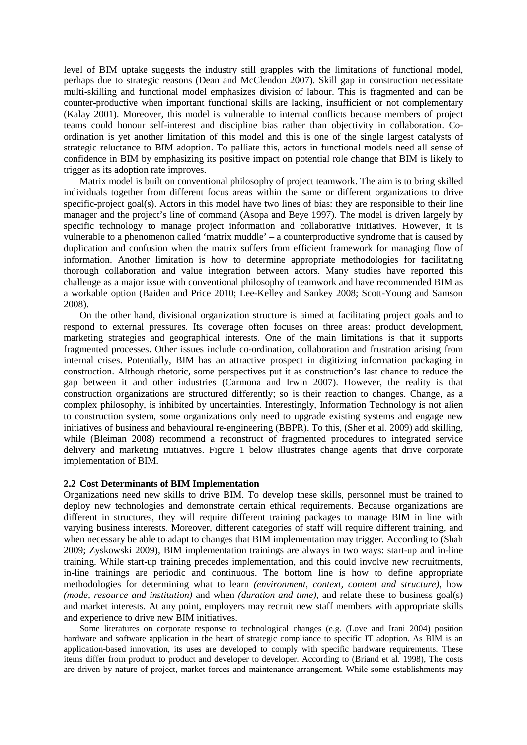level of BIM uptake suggests the industry still grapples with the limitations of functional model, perhaps due to strategic reasons (Dean and McClendon 2007). Skill gap in construction necessitate multi-skilling and functional model emphasizes division of labour. This is fragmented and can be counter-productive when important functional skills are lacking, insufficient or not complementary (Kalay 2001). Moreover, this model is vulnerable to internal conflicts because members of project teams could honour self-interest and discipline bias rather than objectivity in collaboration. Co-ordination is yet another limitation of this model and this is one of the single largest catalysts of strategic reluctance to BIM adoption. To palliate this, actors in functional models need all sense of confidence in BIM by emphasizing its positive impact on potential role change that BIM is likely to trigger as its adoption rate improves.

Matrix model is built on conventional philosophy of project teamwork. The aim is to bring skilled individuals together from different focus areas within the same or different organizations to drive specific-project goal(s). Actors in this model have two lines of bias: they are responsible to their line manager and the project's line of command (Asopa and Beye 1997). The model is driven largely by specific technology to manage project information and collaborative initiatives. However, it is vulnerable to a phenomenon called 'matrix muddle' – a counterproductive syndrome that is caused by duplication and confusion when the matrix suffers from efficient framework for managing flow of information. Another limitation is how to determine appropriate methodologies for facilitating thorough collaboration and value integration between actors. Many studies have reported this challenge as a major issue with conventional philosophy of teamwork and have recommended BIM as a workable option (Baiden and Price 2010; Lee-Kelley and Sankey 2008; Scott-Young and Samson 2008).

On the other hand, divisional organization structure is aimed at facilitating project goals and to respond to external pressures. Its coverage often focuses on three areas: product development, marketing strategies and geographical interests. One of the main limitations is that it supports fragmented processes. Other issues include co-ordination, collaboration and frustration arising from internal crises. Potentially, BIM has an attractive prospect in digitizing information packaging in construction. Although rhetoric, some perspectives put it as construction's last chance to reduce the gap between it and other industries (Carmona and Irwin 2007). However, the reality is that construction organizations are structured differently; so is their reaction to changes. Change, as a complex philosophy, is inhibited by uncertainties. Interestingly, Information Technology is not alien to construction system, some organizations only need to upgrade existing systems and engage new initiatives of business and behavioural re-engineering (BBPR). To this, (Sher et al. 2009) add skilling, while (Bleiman 2008) recommend a reconstruct of fragmented procedures to integrated service delivery and marketing initiatives. Figure 1 below illustrates change agents that drive corporate implementation of BIM.

### 2.2 Cost Determinants of BIM Implementation

Organizations need new skills to drive BIM. To develop these skills, personnel must be trained to deploy new technologies and demonstrate certain ethical requirements. Because organizations are different in structures, they will require different training packages to manage BIM in line with varying business interests. Moreover, different categories of staff will require different training, and when necessary be able to adapt to changes that BIM implementation may trigger. According to (Shah 2009; Zyskowski 2009), BIM implementation trainings are always in two ways: start-up and in-line training. While start-up training precedes implementation, and this could involve new recruitments, in-line trainings are periodic and continuous. The bottom line is how to define appropriate methodologies for determining what to learn *(environment, context, content and structure)*, how *(mode, resource and institution)* and when *(duration and time)*, and relate these to business goal(s) and market interests. At any point, employers may recruit new staff members with appropriate skills and experience to drive new BIM initiatives.

Some literatures on corporate response to technological changes (e.g. (Love and Irani 2004) position hardware and software application in the heart of strategic compliance to specific IT adoption. As BIM is an application-based innovation, its uses are developed to comply with specific hardware requirements. These items differ from product to product and developer to developer. According to (Briand et al. 1998), The costs are driven by nature of project, market forces and maintenance arrangement. While some establishments may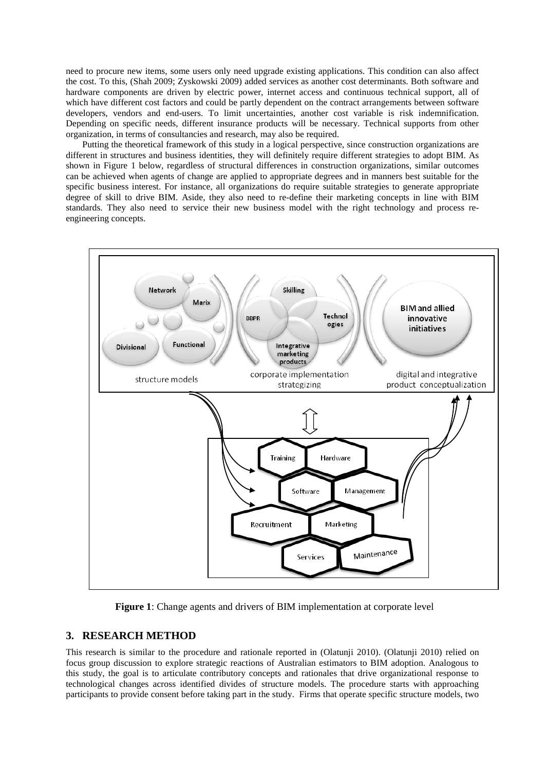need to procure new items, some users only need upgrade existing applications. This condition can also affect the cost. To this, (Shah 2009; Zyskowski 2009) added services as another cost determinants. Both software and hardware components are driven by electric power, internet access and continuous technical support, all of which have different cost factors and could be partly dependent on the contract arrangements between software developers, vendors and end-users. To limit uncertainties, another cost variable is risk indemnification. Depending on specific needs, different insurance products will be necessary. Technical supports from other organization, in terms of consultancies and research, may also be required.

Putting the theoretical framework of this study in a logical perspective, since construction organizations are different in structures and business identities, they will definitely require different strategies to adopt BIM. As shown in Figure 1 below, regardless of structural differences in construction organizations, similar outcomes can be achieved when agents of change are applied to appropriate degrees and in manners best suitable for the specific business interest. For instance, all organizations do require suitable strategies to generate appropriate degree of skill to drive BIM. Aside, they also need to re-define their marketing concepts in line with BIM standards. They also need to service their new business model with the right technology and process re-engineering concepts.

**Figure 1**: Change agents and drivers of BIM implementation at corporate level

## 3. RESEARCH METHOD

This research is similar to the procedure and rationale reported in (Olatunji 2010). (Olatunji 2010) relied on focus group discussion to explore strategic reactions of Australian estimators to BIM adoption. Analogous to this study, the goal is to articulate contributory concepts and rationales that drive organizational response to technological changes across identified divides of structure models. The procedure starts with approaching participants to provide consent before taking part in the study. Firms that operate specific structure models, two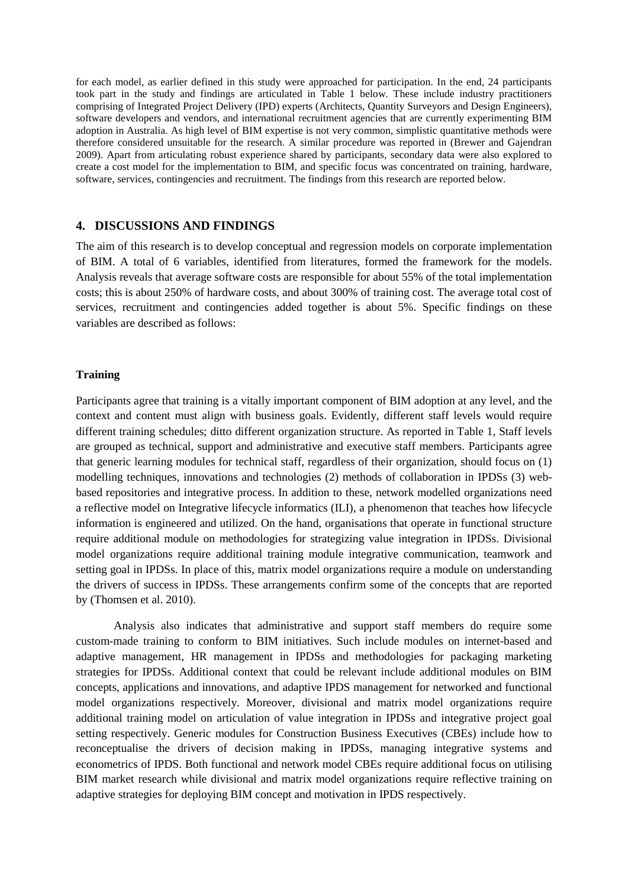for each model, as earlier defined in this study were approached for participation. In the end, 24 participants took part in the study and findings are articulated in Table 1 below. These include industry practitioners comprising of Integrated Project Delivery (IPD) experts (Architects, Quantity Surveyors and Design Engineers), software developers and vendors, and international recruitment agencies that are currently experimenting BIM adoption in Australia. As high level of BIM expertise is not very common, simplistic quantitative methods were therefore considered unsuitable for the research. A similar procedure was reported in (Brewer and Gajendran 2009). Apart from articulating robust experience shared by participants, secondary data were also explored to create a cost model for the implementation to BIM, and specific focus was concentrated on training, hardware, software, services, contingencies and recruitment. The findings from this research are reported below.

## 4. DISCUSSIONS AND FINDINGS

The aim of this research is to develop conceptual and regression models on corporate implementation of BIM. A total of 6 variables, identified from literatures, formed the framework for the models. Analysis reveals that average software costs are responsible for about 55% of the total implementation costs; this is about 250% of hardware costs, and about 300% of training cost. The average total cost of services, recruitment and contingencies added together is about 5%. Specific findings on these variables are described as follows:

**Training**

Participants agree that training is a vitally important component of BIM adoption at any level, and the context and content must align with business goals. Evidently, different staff levels would require different training schedules; ditto different organization structure. As reported in Table 1, Staff levels are grouped as technical, support and administrative and executive staff members. Participants agree that generic learning modules for technical staff, regardless of their organization, should focus on (1) modelling techniques, innovations and technologies (2) methods of collaboration in IPDSs (3) web-based repositories and integrative process. In addition to these, network modelled organizations need a reflective model on Integrative lifecycle informatics (ILI), a phenomenon that teaches how lifecycle information is engineered and utilized. On the hand, organisations that operate in functional structure require additional module on methodologies for strategizing value integration in IPDSs. Divisional model organizations require additional training module integrative communication, teamwork and setting goal in IPDSs. In place of this, matrix model organizations require a module on understanding the drivers of success in IPDSs. These arrangements confirm some of the concepts that are reported by (Thomsen et al. 2010).

Analysis also indicates that administrative and support staff members do require some custom-made training to conform to BIM initiatives. Such include modules on internet-based and adaptive management, HR management in IPDSs and methodologies for packaging marketing strategies for IPDSs. Additional context that could be relevant include additional modules on BIM concepts, applications and innovations, and adaptive IPDS management for networked and functional model organizations respectively. Moreover, divisional and matrix model organizations require additional training model on articulation of value integration in IPDSs and integrative project goal setting respectively. Generic modules for Construction Business Executives (CBEs) include how to reconceptualise the drivers of decision making in IPDSs, managing integrative systems and econometrics of IPDS. Both functional and network model CBEs require additional focus on utilising BIM market research while divisional and matrix model organizations require reflective training on adaptive strategies for deploying BIM concept and motivation in IPDS respectively.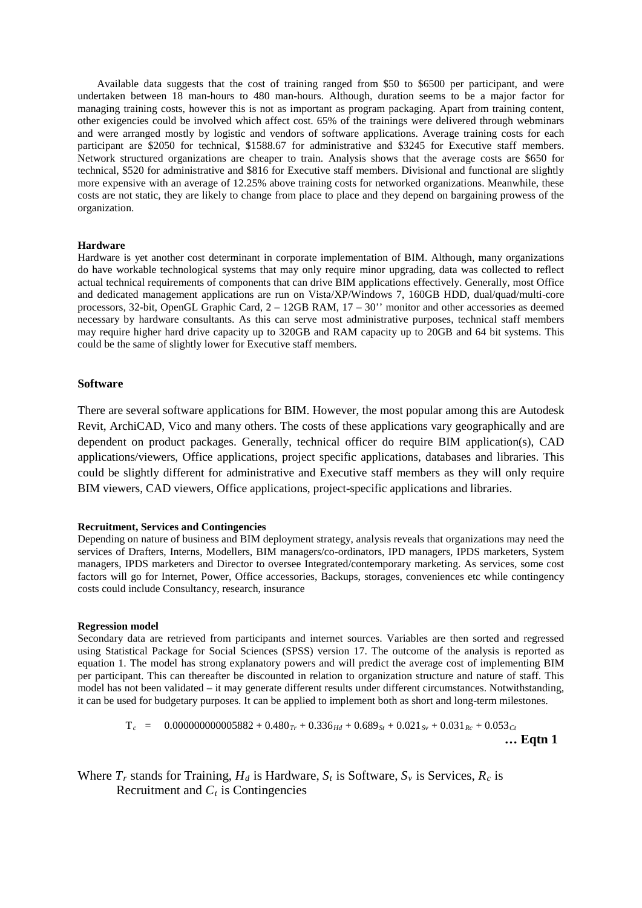Available data suggests that the cost of training ranged from \$50 to \$6500 per participant, and were undertaken between 18 man-hours to 480 man-hours. Although, duration seems to be a major factor for managing training costs, however this is not as important as program packaging. Apart from training content, other exigencies could be involved which affect cost. 65% of the trainings were delivered through webminars and were arranged mostly by logistic and vendors of software applications. Average training costs for each participant are \$2050 for technical, \$1588.67 for administrative and \$3245 for Executive staff members. Network structured organizations are cheaper to train. Analysis shows that the average costs are \$650 for technical, \$520 for administrative and \$816 for Executive staff members. Divisional and functional are slightly more expensive with an average of 12.25% above training costs for networked organizations. Meanwhile, these costs are not static, they are likely to change from place to place and they depend on bargaining prowess of the organization.

#### Hardware

Hardware is yet another cost determinant in corporate implementation of BIM. Although, many organizations do have workable technological systems that may only require minor upgrading, data was collected to reflect actual technical requirements of components that can drive BIM applications effectively. Generally, most Office and dedicated management applications are run on Vista/XP/Windows 7, 160GB HDD, dual/quad/multi-core processors, 32-bit, OpenGL Graphic Card, 2 – 12GB RAM, 17 – 30'' monitor and other accessories as deemed necessary by hardware consultants. As this can serve most administrative purposes, technical staff members may require higher hard drive capacity up to 320GB and RAM capacity up to 20GB and 64 bit systems. This could be the same of slightly lower for Executive staff members.

### Software

There are several software applications for BIM. However, the most popular among this are Autodesk Revit, ArchiCAD, Vico and many others. The costs of these applications vary geographically and are dependent on product packages. Generally, technical officer do require BIM application(s), CAD applications/viewers, Office applications, project specific applications, databases and libraries. This could be slightly different for administrative and Executive staff members as they will only require BIM viewers, CAD viewers, Office applications, project-specific applications and libraries.

#### Recruitment, Services and Contingencies

Depending on nature of business and BIM deployment strategy, analysis reveals that organizations may need the services of Drafters, Interns, Modellers, BIM managers/co-ordinators, IPD managers, IPDS marketers, System managers, IPDS marketers and Director to oversee Integrated/contemporary marketing. As services, some cost factors will go for Internet, Power, Office accessories, Backups, storages, conveniences etc while contingency costs could include Consultancy, research, insurance

#### Regression model

Secondary data are retrieved from participants and internet sources. Variables are then sorted and regressed using Statistical Package for Social Sciences (SPSS) version 17. The outcome of the analysis is reported as equation 1. The model has strong explanatory powers and will predict the average cost of implementing BIM per participant. This can thereafter be discounted in relation to organization structure and nature of staff. This model has not been validated – it may generate different results under different circumstances. Notwithstanding, it can be used for budgetary purposes. It can be applied to implement both as short and long-term milestones.

$$T_c = 0.000000000005882 + 0.480_{Tr} + 0.336_{Hd} + 0.689_{St} + 0.021_{Sv} + 0.031_{Rc} + 0.053_{Ct} \quad \text{… Eqtn 1}$$

Where $T_r$ stands for Training, $H_d$ is Hardware, $S_t$ is Software, $S_v$ is Services, $R_c$ is Recruitment and $C_t$ is Contingencies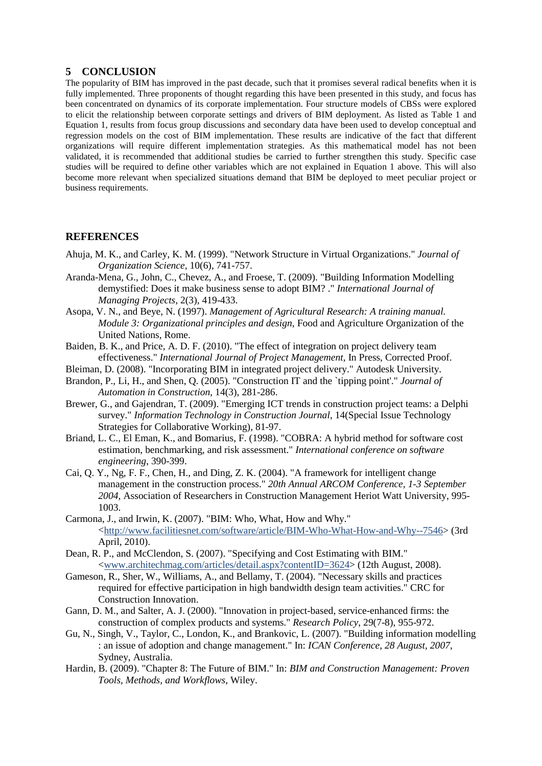## 5 CONCLUSION

The popularity of BIM has improved in the past decade, such that it promises several radical benefits when it is fully implemented. Three proponents of thought regarding this have been presented in this study, and focus has been concentrated on dynamics of its corporate implementation. Four structure models of CBSs were explored to elicit the relationship between corporate settings and drivers of BIM deployment. As listed as Table 1 and Equation 1, results from focus group discussions and secondary data have been used to develop conceptual and regression models on the cost of BIM implementation. These results are indicative of the fact that different organizations will require different implementation strategies. As this mathematical model has not been validated, it is recommended that additional studies be carried to further strengthen this study. Specific case studies will be required to define other variables which are not explained in Equation 1 above. This will also become more relevant when specialized situations demand that BIM be deployed to meet peculiar project or business requirements.

## REFERENCES

Ahuja, M. K., and Carley, K. M. (1999). "Network Structure in Virtual Organizations." *Journal of Organization Science*, 10(6), 741-757.

Aranda-Mena, G., John, C., Chevez, A., and Froese, T. (2009). "Building Information Modelling demystified: Does it make business sense to adopt BIM? ." *International Journal of Managing Projects*, 2(3), 419-433.

Asopa, V. N., and Beye, N. (1997). *Management of Agricultural Research: A training manual. Module 3: Organizational principles and design*, Food and Agriculture Organization of the United Nations, Rome.

Baiden, B. K., and Price, A. D. F. (2010). "The effect of integration on project delivery team effectiveness." *International Journal of Project Management*, In Press, Corrected Proof.

Bleiman, D. (2008). "Incorporating BIM in integrated project delivery." Autodesk University.

Brandon, P., Li, H., and Shen, Q. (2005). "Construction IT and the `tipping point'." *Journal of Automation in Construction*, 14(3), 281-286.

Brewer, G., and Gajendran, T. (2009). "Emerging ICT trends in construction project teams: a Delphi survey." *Information Technology in Construction Journal*, 14(Special Issue Technology Strategies for Collaborative Working), 81-97.

Briand, L. C., El Eman, K., and Bomarius, F. (1998). "COBRA: A hybrid method for software cost estimation, benchmarking, and risk assessment." *International conference on software engineering*, 390-399.

Cai, Q. Y., Ng, F. F., Chen, H., and Ding, Z. K. (2004). "A framework for intelligent change management in the construction process." *20th Annual ARCOM Conference, 1-3 September 2004*, Association of Researchers in Construction Management Heriot Watt University, 995-1003.

Carmona, J., and Irwin, K. (2007). "BIM: Who, What, How and Why." <http://www.facilitiesnet.com/software/article/BIM-Who-What-How-and-Why--7546> (3rd April, 2010).

Dean, R. P., and McClendon, S. (2007). "Specifying and Cost Estimating with BIM." <www.architechmag.com/articles/detail.aspx?contentID=3624> (12th August, 2008).

Gameson, R., Sher, W., Williams, A., and Bellamy, T. (2004). "Necessary skills and practices required for effective participation in high bandwidth design team activities." CRC for Construction Innovation.

Gann, D. M., and Salter, A. J. (2000). "Innovation in project-based, service-enhanced firms: the construction of complex products and systems." *Research Policy*, 29(7-8), 955-972.

Gu, N., Singh, V., Taylor, C., London, K., and Brankovic, L. (2007). "Building information modelling : an issue of adoption and change management." In: *ICAN Conference, 28 August, 2007*, Sydney, Australia.

Hardin, B. (2009). "Chapter 8: The Future of BIM." In: *BIM and Construction Management: Proven Tools, Methods, and Workflows*, Wiley.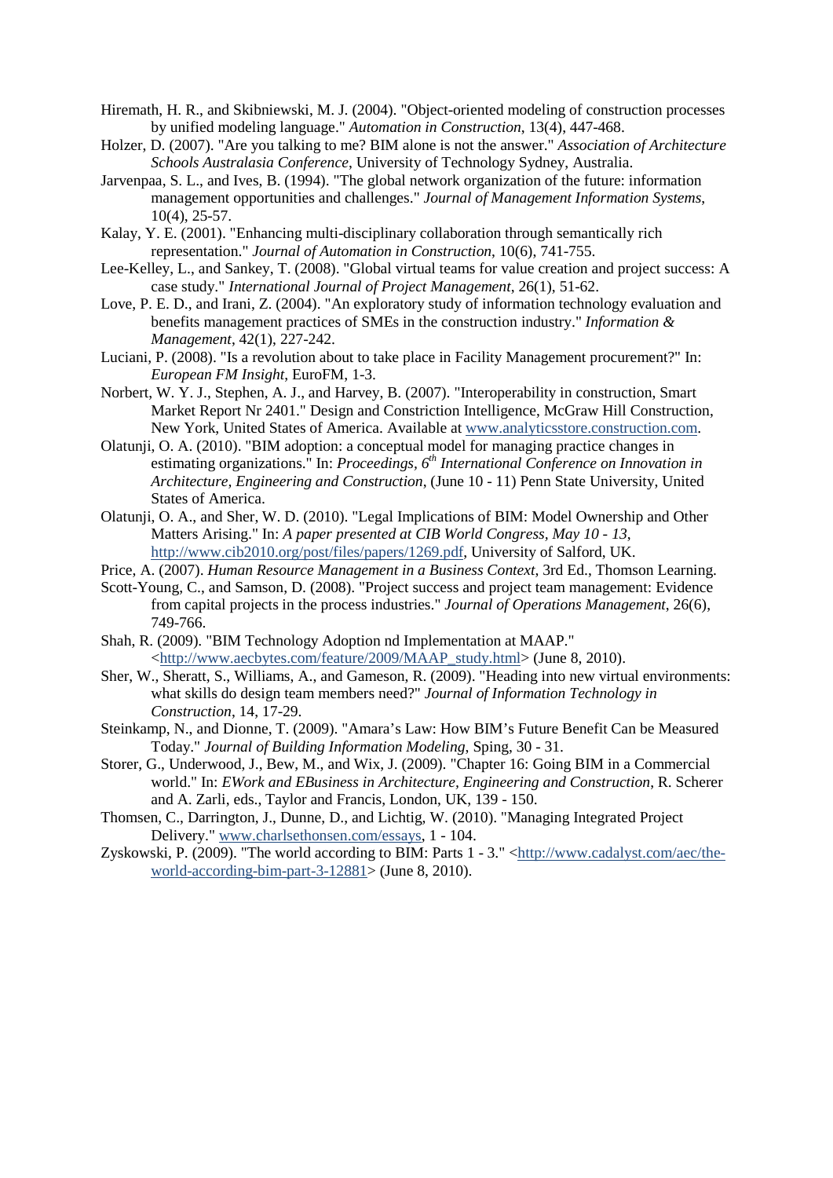Hiremath, H. R., and Skibniewski, M. J. (2004). "Object-oriented modeling of construction processes by unified modeling language." *Automation in Construction*, 13(4), 447-468.

Holzer, D. (2007). "Are you talking to me? BIM alone is not the answer." *Association of Architecture Schools Australasia Conference*, University of Technology Sydney, Australia.

Jarvenpaa, S. L., and Ives, B. (1994). "The global network organization of the future: information management opportunities and challenges." *Journal of Management Information Systems*, 10(4), 25-57.

Kalay, Y. E. (2001). "Enhancing multi-disciplinary collaboration through semantically rich representation." *Journal of Automation in Construction*, 10(6), 741-755.

Lee-Kelley, L., and Sankey, T. (2008). "Global virtual teams for value creation and project success: A case study." *International Journal of Project Management*, 26(1), 51-62.

Love, P. E. D., and Irani, Z. (2004). "An exploratory study of information technology evaluation and benefits management practices of SMEs in the construction industry." *Information & Management*, 42(1), 227-242.

Luciani, P. (2008). "Is a revolution about to take place in Facility Management procurement?" In: *European FM Insight*, EuroFM, 1-3.

Norbert, W. Y. J., Stephen, A. J., and Harvey, B. (2007). "Interoperability in construction, Smart Market Report Nr 2401." Design and Constriction Intelligence, McGraw Hill Construction, New York, United States of America. Available at www.analyticsstore.construction.com.

Olatunji, O. A. (2010). "BIM adoption: a conceptual model for managing practice changes in estimating organizations." In: *Proceedings, 6th International Conference on Innovation in Architecture, Engineering and Construction*, (June 10 - 11) Penn State University, United States of America.

Olatunji, O. A., and Sher, W. D. (2010). "Legal Implications of BIM: Model Ownership and Other Matters Arising." In: *A paper presented at CIB World Congress, May 10 - 13*, http://www.cib2010.org/post/files/papers/1269.pdf, University of Salford, UK.

Price, A. (2007). *Human Resource Management in a Business Context*, 3rd Ed., Thomson Learning.

Scott-Young, C., and Samson, D. (2008). "Project success and project team management: Evidence from capital projects in the process industries." *Journal of Operations Management*, 26(6), 749-766.

Shah, R. (2009). "BIM Technology Adoption nd Implementation at MAAP." <http://www.aecbytes.com/feature/2009/MAAP_study.html> (June 8, 2010).

Sher, W., Sheratt, S., Williams, A., and Gameson, R. (2009). "Heading into new virtual environments: what skills do design team members need?" *Journal of Information Technology in Construction*, 14, 17-29.

Steinkamp, N., and Dionne, T. (2009). "Amara's Law: How BIM's Future Benefit Can be Measured Today." *Journal of Building Information Modeling*, Sping, 30 - 31.

Storer, G., Underwood, J., Bew, M., and Wix, J. (2009). "Chapter 16: Going BIM in a Commercial world." In: *EWork and EBusiness in Architecture, Engineering and Construction*, R. Scherer and A. Zarli, eds., Taylor and Francis, London, UK, 139 - 150.

Thomsen, C., Darrington, J., Dunne, D., and Lichtig, W. (2010). "Managing Integrated Project Delivery." www.charlsethonsen.com/essays, 1 - 104.

Zyskowski, P. (2009). "The world according to BIM: Parts 1 - 3." <http://www.cadalyst.com/aec/the-world-according-bim-part-3-12881> (June 8, 2010).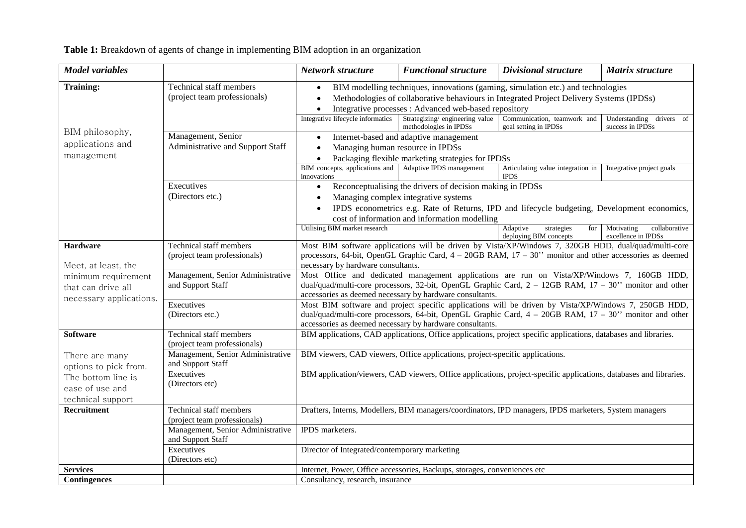**Table 1:** Breakdown of agents of change in implementing BIM adoption in an organization

| ***Model variables*** | | ***Network structure*** | ***Functional structure*** | ***Divisional structure*** | ***Matrix structure*** |
|---|---|---|---|---|---|
| **Training:** BIM philosophy, applications and management | Technical staff members (project team professionals) | • BIM modelling techniques, innovations (gaming, simulation etc.) and technologies • Methodologies of collaborative behaviours in Integrated Project Delivery Systems (IPDSs) • Integrative processes : Advanced web-based repository | | | |
| | | Integrative lifecycle informatics | Strategizing/ engineering value methodologies in IPDSs | Communication, teamwork and goal setting in IPDSs | Understanding drivers of success in IPDSs |
| | Management, Senior Administrative and Support Staff | • Internet-based and adaptive management • Managing human resource in IPDSs • Packaging flexible marketing strategies for IPDSs | | | |
| | | BIM concepts, applications and innovations | Adaptive IPDS management | Articulating value integration in IPDS | Integrative project goals |
| | Executives (Directors etc.) | • Reconceptualising the drivers of decision making in IPDSs • Managing complex integrative systems • IPDS econometrics e.g. Rate of Returns, IPD and lifecycle budgeting, Development economics, cost of information and information modelling | | | |
| | | Utilising BIM market research | | Adaptive strategies for deploying BIM concepts | Motivating collaborative excellence in IPDSs |
| **Hardware** Meet, at least, the minimum requirement that can drive all necessary applications. | Technical staff members (project team professionals) | Most BIM software applications will be driven by Vista/XP/Windows 7, 320GB HDD, dual/quad/multi-core processors, 64-bit, OpenGL Graphic Card, 4 – 20GB RAM, 17 – 30'' monitor and other accessories as deemed necessary by hardware consultants. | | | |
| | Management, Senior Administrative and Support Staff | Most Office and dedicated management applications are run on Vista/XP/Windows 7, 160GB HDD, dual/quad/multi-core processors, 32-bit, OpenGL Graphic Card, 2 – 12GB RAM, 17 – 30'' monitor and other accessories as deemed necessary by hardware consultants. | | | |
| | Executives (Directors etc.) | Most BIM software and project specific applications will be driven by Vista/XP/Windows 7, 250GB HDD, dual/quad/multi-core processors, 64-bit, OpenGL Graphic Card, 4 – 20GB RAM, 17 – 30'' monitor and other accessories as deemed necessary by hardware consultants. | | | |
| **Software** There are many options to pick from. The bottom line is ease of use and technical support | Technical staff members (project team professionals) | BIM applications, CAD applications, Office applications, project specific applications, databases and libraries. | | | |
| | Management, Senior Administrative and Support Staff | BIM viewers, CAD viewers, Office applications, project-specific applications. | | | |
| | Executives (Directors etc) | BIM application/viewers, CAD viewers, Office applications, project-specific applications, databases and libraries. | | | |
| **Recruitment** | Technical staff members (project team professionals) | Drafters, Interns, Modellers, BIM managers/coordinators, IPD managers, IPDS marketers, System managers | | | |
| | Management, Senior Administrative and Support Staff | IPDS marketers. | | | |
| | Executives (Directors etc) | Director of Integrated/contemporary marketing | | | |
| **Services** | | Internet, Power, Office accessories, Backups, storages, conveniences etc | | | |
| **Contingences** | | Consultancy, research, insurance | | | |